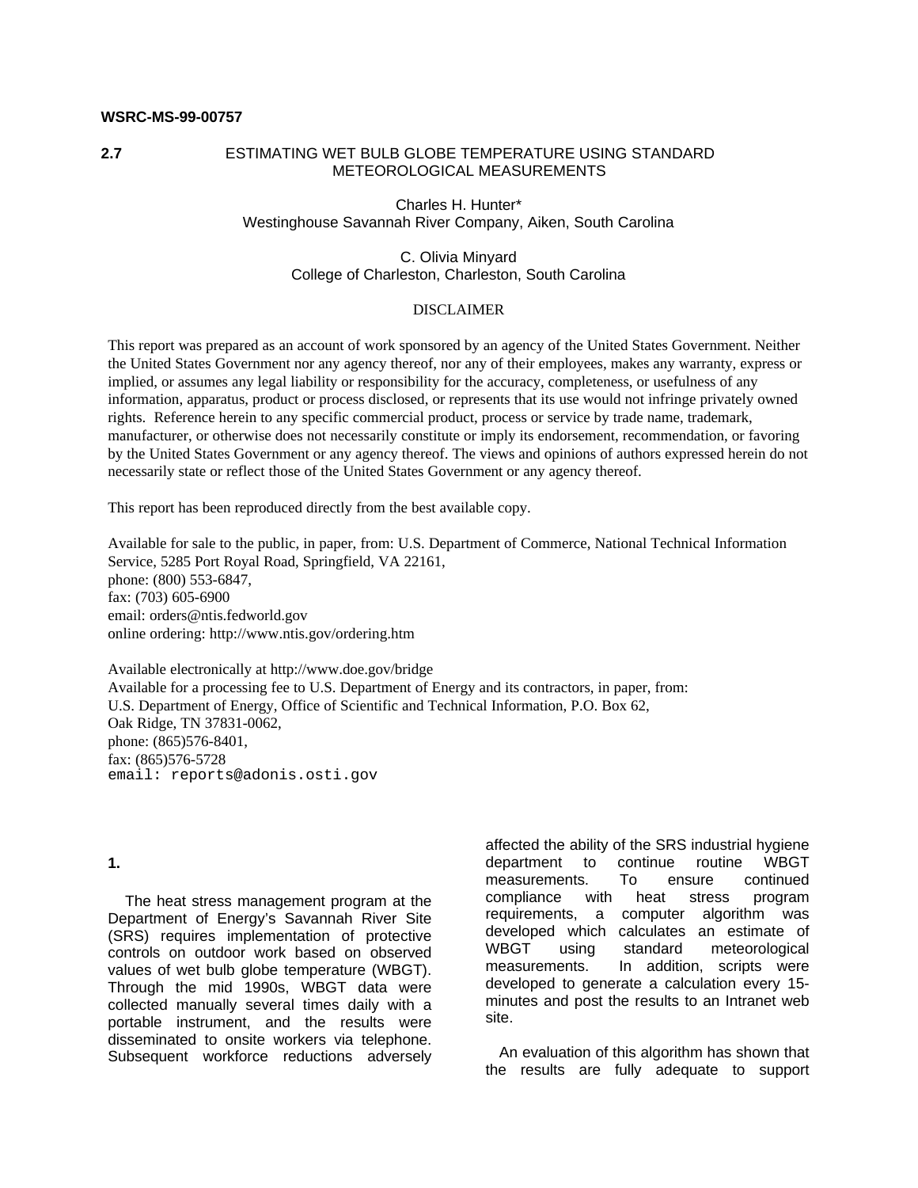**WSRC-MS-99-00757**

# 2.7 ESTIMATING WET BULB GLOBE TEMPERATURE USING STANDARD METEOROLOGICAL MEASUREMENTS

Charles H. Hunter*
Westinghouse Savannah River Company, Aiken, South Carolina

C. Olivia Minyard
College of Charleston, Charleston, South Carolina

DISCLAIMER

This report was prepared as an account of work sponsored by an agency of the United States Government. Neither the United States Government nor any agency thereof, nor any of their employees, makes any warranty, express or implied, or assumes any legal liability or responsibility for the accuracy, completeness, or usefulness of any information, apparatus, product or process disclosed, or represents that its use would not infringe privately owned rights. Reference herein to any specific commercial product, process or service by trade name, trademark, manufacturer, or otherwise does not necessarily constitute or imply its endorsement, recommendation, or favoring by the United States Government or any agency thereof. The views and opinions of authors expressed herein do not necessarily state or reflect those of the United States Government or any agency thereof.

This report has been reproduced directly from the best available copy.

Available for sale to the public, in paper, from: U.S. Department of Commerce, National Technical Information Service, 5285 Port Royal Road, Springfield, VA 22161,
phone: (800) 553-6847,
fax: (703) 605-6900
email: orders@ntis.fedworld.gov
online ordering: http://www.ntis.gov/ordering.htm

Available electronically at http://www.doe.gov/bridge
Available for a processing fee to U.S. Department of Energy and its contractors, in paper, from:
U.S. Department of Energy, Office of Scientific and Technical Information, P.O. Box 62,
Oak Ridge, TN 37831-0062,
phone: (865)576-8401,
fax: (865)576-5728
email: reports@adonis.osti.gov

## 1.

The heat stress management program at the Department of Energy's Savannah River Site (SRS) requires implementation of protective controls on outdoor work based on observed values of wet bulb globe temperature (WBGT). Through the mid 1990s, WBGT data were collected manually several times daily with a portable instrument, and the results were disseminated to onsite workers via telephone. Subsequent workforce reductions adversely affected the ability of the SRS industrial hygiene department to continue routine WBGT measurements. To ensure continued compliance with heat stress program requirements, a computer algorithm was developed which calculates an estimate of WBGT using standard meteorological measurements. In addition, scripts were developed to generate a calculation every 15-minutes and post the results to an Intranet web site.

An evaluation of this algorithm has shown that the results are fully adequate to support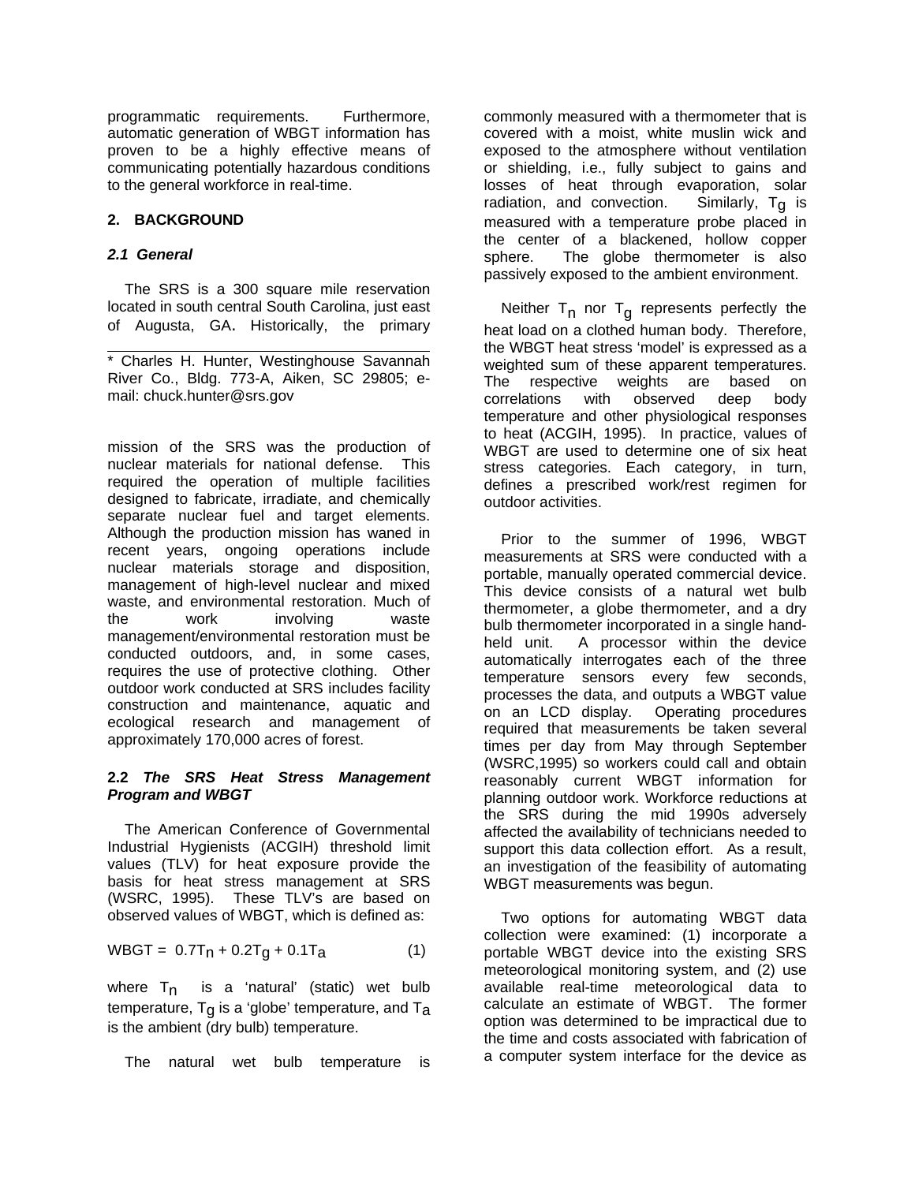programmatic requirements. Furthermore, automatic generation of WBGT information has proven to be a highly effective means of communicating potentially hazardous conditions to the general workforce in real-time.

## 2. BACKGROUND

### *2.1 General*

The SRS is a 300 square mile reservation located in south central South Carolina, just east of Augusta, GA. Historically, the primary mission of the SRS was the production of nuclear materials for national defense. This required the operation of multiple facilities designed to fabricate, irradiate, and chemically separate nuclear fuel and target elements. Although the production mission has waned in recent years, ongoing operations include nuclear materials storage and disposition, management of high-level nuclear and mixed waste, and environmental restoration. Much of the work involving waste management/environmental restoration must be conducted outdoors, and, in some cases, requires the use of protective clothing. Other outdoor work conducted at SRS includes facility construction and maintenance, aquatic and ecological research and management of approximately 170,000 acres of forest.

### 2.2 *The SRS Heat Stress Management Program and WBGT*

The American Conference of Governmental Industrial Hygienists (ACGIH) threshold limit values (TLV) for heat exposure provide the basis for heat stress management at SRS (WSRC, 1995). These TLV's are based on observed values of WBGT, which is defined as:

$$\text{WBGT} = 0.7T_n + 0.2T_g + 0.1T_a \qquad (1)$$

where $T_n$ is a 'natural' (static) wet bulb temperature, $T_g$ is a 'globe' temperature, and $T_a$ is the ambient (dry bulb) temperature.

The natural wet bulb temperature is commonly measured with a thermometer that is covered with a moist, white muslin wick and exposed to the atmosphere without ventilation or shielding, i.e., fully subject to gains and losses of heat through evaporation, solar radiation, and convection. Similarly, $T_g$ is measured with a temperature probe placed in the center of a blackened, hollow copper sphere. The globe thermometer is also passively exposed to the ambient environment.

Neither $T_n$ nor $T_g$ represents perfectly the heat load on a clothed human body. Therefore, the WBGT heat stress 'model' is expressed as a weighted sum of these apparent temperatures. The respective weights are based on correlations with observed deep body temperature and other physiological responses to heat (ACGIH, 1995). In practice, values of WBGT are used to determine one of six heat stress categories. Each category, in turn, defines a prescribed work/rest regimen for outdoor activities.

Prior to the summer of 1996, WBGT measurements at SRS were conducted with a portable, manually operated commercial device. This device consists of a natural wet bulb thermometer, a globe thermometer, and a dry bulb thermometer incorporated in a single hand-held unit. A processor within the device automatically interrogates each of the three temperature sensors every few seconds, processes the data, and outputs a WBGT value on an LCD display. Operating procedures required that measurements be taken several times per day from May through September (WSRC,1995) so workers could call and obtain reasonably current WBGT information for planning outdoor work. Workforce reductions at the SRS during the mid 1990s adversely affected the availability of technicians needed to support this data collection effort. As a result, an investigation of the feasibility of automating WBGT measurements was begun.

Two options for automating WBGT data collection were examined: (1) incorporate a portable WBGT device into the existing SRS meteorological monitoring system, and (2) use available real-time meteorological data to calculate an estimate of WBGT. The former option was determined to be impractical due to the time and costs associated with fabrication of a computer system interface for the device as

---

* Charles H. Hunter, Westinghouse Savannah River Co., Bldg. 773-A, Aiken, SC 29805; e-mail: chuck.hunter@srs.gov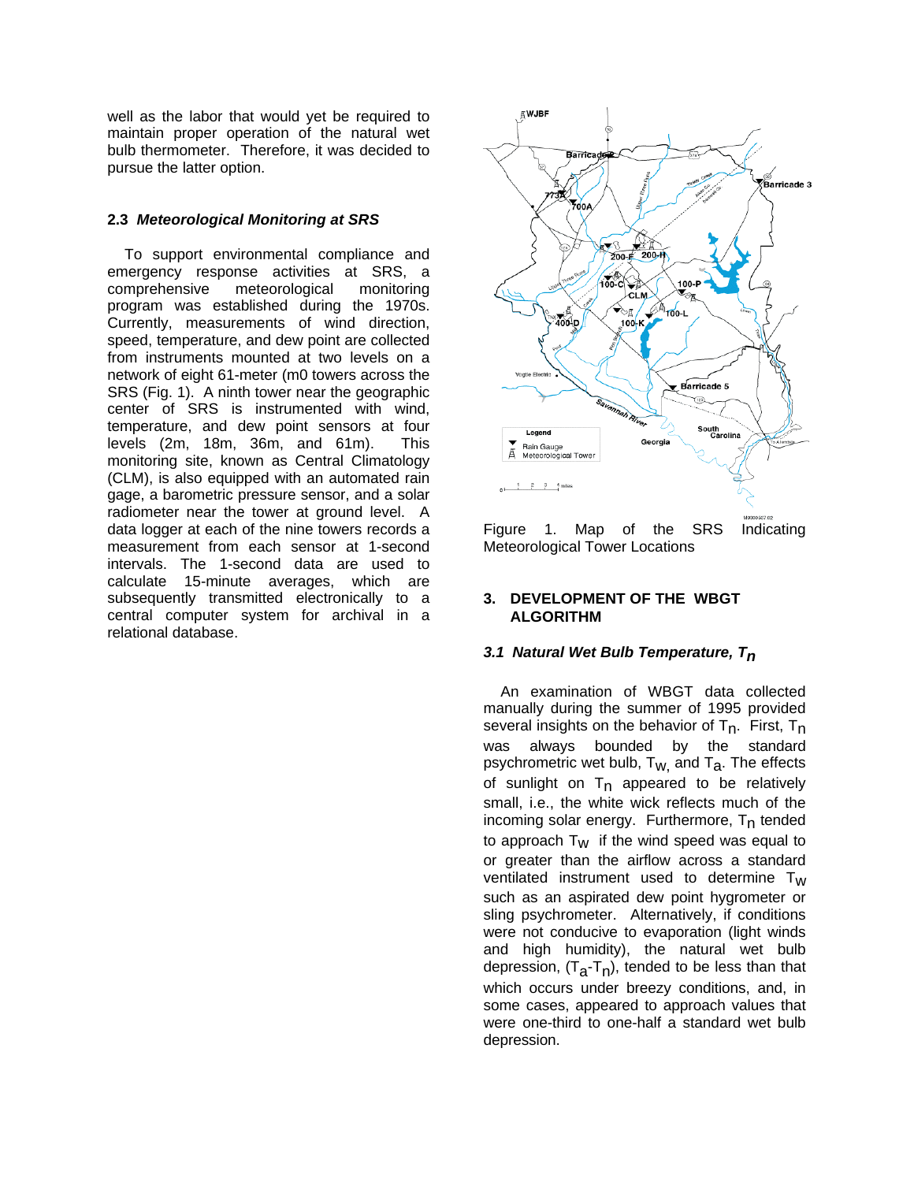well as the labor that would yet be required to maintain proper operation of the natural wet bulb thermometer. Therefore, it was decided to pursue the latter option.

### 2.3 *Meteorological Monitoring at SRS*

To support environmental compliance and emergency response activities at SRS, a comprehensive meteorological monitoring program was established during the 1970s. Currently, measurements of wind direction, speed, temperature, and dew point are collected from instruments mounted at two levels on a network of eight 61-meter (m0 towers across the SRS (Fig. 1). A ninth tower near the geographic center of SRS is instrumented with wind, temperature, and dew point sensors at four levels (2m, 18m, 36m, and 61m). This monitoring site, known as Central Climatology (CLM), is also equipped with an automated rain gage, a barometric pressure sensor, and a solar radiometer near the tower at ground level. A data logger at each of the nine towers records a measurement from each sensor at 1-second intervals. The 1-second data are used to calculate 15-minute averages, which are subsequently transmitted electronically to a central computer system for archival in a relational database.

Figure 1. Map of the SRS Indicating Meteorological Tower Locations

## 3. DEVELOPMENT OF THE WBGT ALGORITHM

### 3.1 *Natural Wet Bulb Temperature, $T_n$*

An examination of WBGT data collected manually during the summer of 1995 provided several insights on the behavior of $T_n$. First, $T_n$ was always bounded by the standard psychrometric wet bulb, $T_w$, and $T_a$. The effects of sunlight on $T_n$ appeared to be relatively small, i.e., the white wick reflects much of the incoming solar energy. Furthermore, $T_n$ tended to approach $T_w$ if the wind speed was equal to or greater than the airflow across a standard ventilated instrument used to determine $T_w$ such as an aspirated dew point hygrometer or sling psychrometer. Alternatively, if conditions were not conducive to evaporation (light winds and high humidity), the natural wet bulb depression, ($T_a$-$T_n$), tended to be less than that which occurs under breezy conditions, and, in some cases, appeared to approach values that were one-third to one-half a standard wet bulb depression.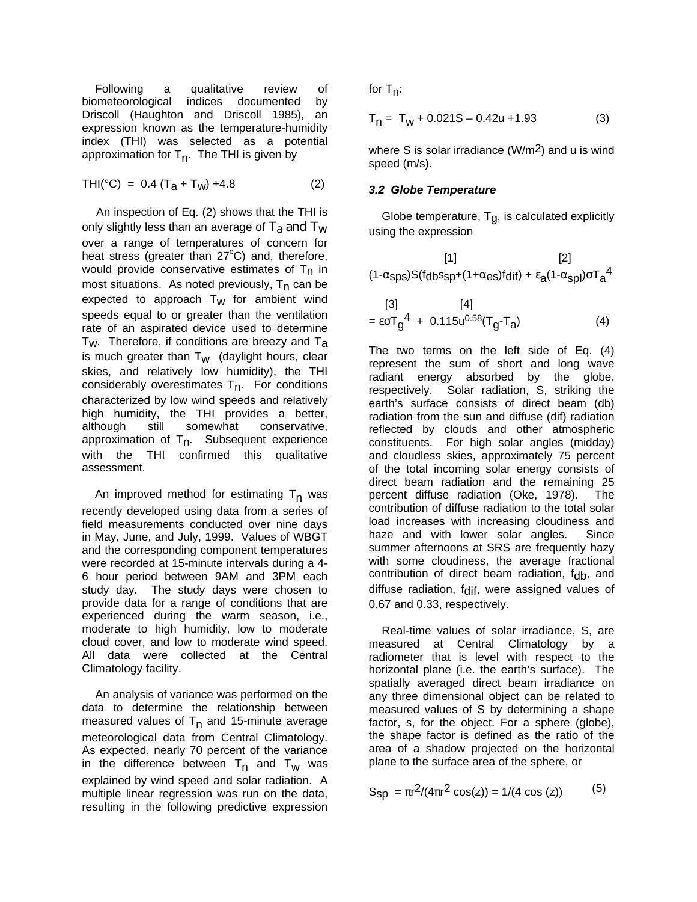Following a qualitative review of biometeorological indices documented by Driscoll (Haughton and Driscoll 1985), an expression known as the temperature-humidity index (THI) was selected as a potential approximation for $T_n$. The THI is given by

$$THI(°C) = 0.4\,(T_a + T_w) + 4.8 \qquad (2)$$

An inspection of Eq. (2) shows that the THI is only slightly less than an average of $T_a$ and $T_w$ over a range of temperatures of concern for heat stress (greater than 27°C) and, therefore, would provide conservative estimates of $T_n$ in most situations. As noted previously, $T_n$ can be expected to approach $T_w$ for ambient wind speeds equal to or greater than the ventilation rate of an aspirated device used to determine $T_w$. Therefore, if conditions are breezy and $T_a$ is much greater than $T_w$ (daylight hours, clear skies, and relatively low humidity), the THI considerably overestimates $T_n$. For conditions characterized by low wind speeds and relatively high humidity, the THI provides a better, although still somewhat conservative, approximation of $T_n$. Subsequent experience with the THI confirmed this qualitative assessment.

An improved method for estimating $T_n$ was recently developed using data from a series of field measurements conducted over nine days in May, June, and July, 1999. Values of WBGT and the corresponding component temperatures were recorded at 15-minute intervals during a 4-6 hour period between 9AM and 3PM each study day. The study days were chosen to provide data for a range of conditions that are experienced during the warm season, i.e., moderate to high humidity, low to moderate cloud cover, and low to moderate wind speed. All data were collected at the Central Climatology facility.

An analysis of variance was performed on the data to determine the relationship between measured values of $T_n$ and 15-minute average meteorological data from Central Climatology. As expected, nearly 70 percent of the variance in the difference between $T_n$ and $T_w$ was explained by wind speed and solar radiation. A multiple linear regression was run on the data, resulting in the following predictive expression for $T_n$:

$$T_n = T_w + 0.021S - 0.42u + 1.93 \qquad (3)$$

where S is solar irradiance (W/m$^2$) and u is wind speed (m/s).

### *3.2 Globe Temperature*

Globe temperature, $T_g$, is calculated explicitly using the expression

$$\underbrace{(1-\alpha_{sps})S(f_{db}s_{sp}+(1+\alpha_{es})f_{dif})}_{[1]} + \underbrace{\varepsilon_a(1-\alpha_{spl})\sigma T_a^4}_{[2]}$$

$$= \underbrace{\varepsilon\sigma T_g^4}_{[3]} + \underbrace{0.115u^{0.58}(T_g-T_a)}_{[4]} \qquad (4)$$

The two terms on the left side of Eq. (4) represent the sum of short and long wave radiant energy absorbed by the globe, respectively. Solar radiation, S, striking the earth's surface consists of direct beam (db) radiation from the sun and diffuse (dif) radiation reflected by clouds and other atmospheric constituents. For high solar angles (midday) and cloudless skies, approximately 75 percent of the total incoming solar energy consists of direct beam radiation and the remaining 25 percent diffuse radiation (Oke, 1978). The contribution of diffuse radiation to the total solar load increases with increasing cloudiness and haze and with lower solar angles. Since summer afternoons at SRS are frequently hazy with some cloudiness, the average fractional contribution of direct beam radiation, $f_{db}$, and diffuse radiation, $f_{dif}$, were assigned values of 0.67 and 0.33, respectively.

Real-time values of solar irradiance, S, are measured at Central Climatology by a radiometer that is level with respect to the horizontal plane (i.e. the earth's surface). The spatially averaged direct beam irradiance on any three dimensional object can be related to measured values of S by determining a shape factor, s, for the object. For a sphere (globe), the shape factor is defined as the ratio of the area of a shadow projected on the horizontal plane to the surface area of the sphere, or

$$S_{sp} = \pi r^2/(4\pi r^2 \cos(z)) = 1/(4 \cos(z)) \qquad (5)$$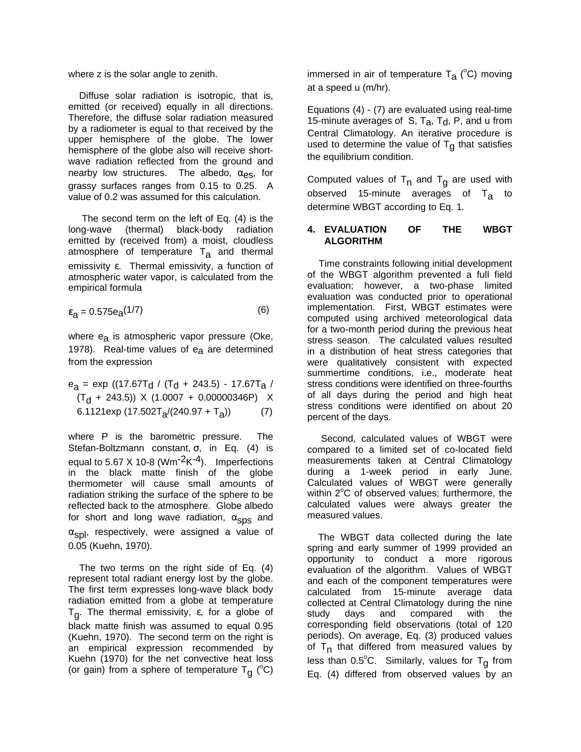where z is the solar angle to zenith.

Diffuse solar radiation is isotropic, that is, emitted (or received) equally in all directions. Therefore, the diffuse solar radiation measured by a radiometer is equal to that received by the upper hemisphere of the globe. The lower hemisphere of the globe also will receive short-wave radiation reflected from the ground and nearby low structures. The albedo, $\alpha_{es}$, for grassy surfaces ranges from 0.15 to 0.25. A value of 0.2 was assumed for this calculation.

The second term on the left of Eq. (4) is the long-wave (thermal) black-body radiation emitted by (received from) a moist, cloudless atmosphere of temperature $T_a$ and thermal emissivity ε. Thermal emissivity, a function of atmospheric water vapor, is calculated from the empirical formula

$$\varepsilon_a = 0.575 e_a^{(1/7)} \qquad (6)$$

where $e_a$ is atmospheric vapor pressure (Oke, 1978). Real-time values of $e_a$ are determined from the expression

$$e_a = \exp\left((17.67T_d / (T_d + 243.5) - 17.67T_a / (T_d + 243.5)\right) \times (1.0007 + 0.00000346P) \times 6.1121\exp\left(17.502T_a/(240.97 + T_a)\right) \qquad (7)$$

where P is the barometric pressure. The Stefan-Boltzmann constant, σ, in Eq. (4) is equal to 5.67 X 10-8 ($Wm^{-2}K^{-4}$). Imperfections in the black matte finish of the globe thermometer will cause small amounts of radiation striking the surface of the sphere to be reflected back to the atmosphere. Globe albedo for short and long wave radiation, $\alpha_{sps}$ and $\alpha_{spl}$, respectively, were assigned a value of 0.05 (Kuehn, 1970).

The two terms on the right side of Eq. (4) represent total radiant energy lost by the globe. The first term expresses long-wave black body radiation emitted from a globe at temperature $T_g$. The thermal emissivity, ε, for a globe of black matte finish was assumed to equal 0.95 (Kuehn, 1970). The second term on the right is an empirical expression recommended by Kuehn (1970) for the net convective heat loss (or gain) from a sphere of temperature $T_g$ (°C) immersed in air of temperature $T_a$ (°C) moving at a speed u (m/hr).

Equations (4) - (7) are evaluated using real-time 15-minute averages of S, $T_a$, $T_d$, P, and u from Central Climatology. An iterative procedure is used to determine the value of $T_g$ that satisfies the equilibrium condition.

Computed values of $T_n$ and $T_g$ are used with observed 15-minute averages of $T_a$ to determine WBGT according to Eq. 1.

## 4. EVALUATION OF THE WBGT ALGORITHM

Time constraints following initial development of the WBGT algorithm prevented a full field evaluation; however, a two-phase limited evaluation was conducted prior to operational implementation. First, WBGT estimates were computed using archived meteorological data for a two-month period during the previous heat stress season. The calculated values resulted in a distribution of heat stress categories that were qualitatively consistent with expected summertime conditions, i.e., moderate heat stress conditions were identified on three-fourths of all days during the period and high heat stress conditions were identified on about 20 percent of the days.

Second, calculated values of WBGT were compared to a limited set of co-located field measurements taken at Central Climatology during a 1-week period in early June. Calculated values of WBGT were generally within 2°C of observed values; furthermore, the calculated values were always greater the measured values.

The WBGT data collected during the late spring and early summer of 1999 provided an opportunity to conduct a more rigorous evaluation of the algorithm. Values of WBGT and each of the component temperatures were calculated from 15-minute average data collected at Central Climatology during the nine study days and compared with the corresponding field observations (total of 120 periods). On average, Eq. (3) produced values of $T_n$ that differed from measured values by less than 0.5°C. Similarly, values for $T_g$ from Eq. (4) differed from observed values by an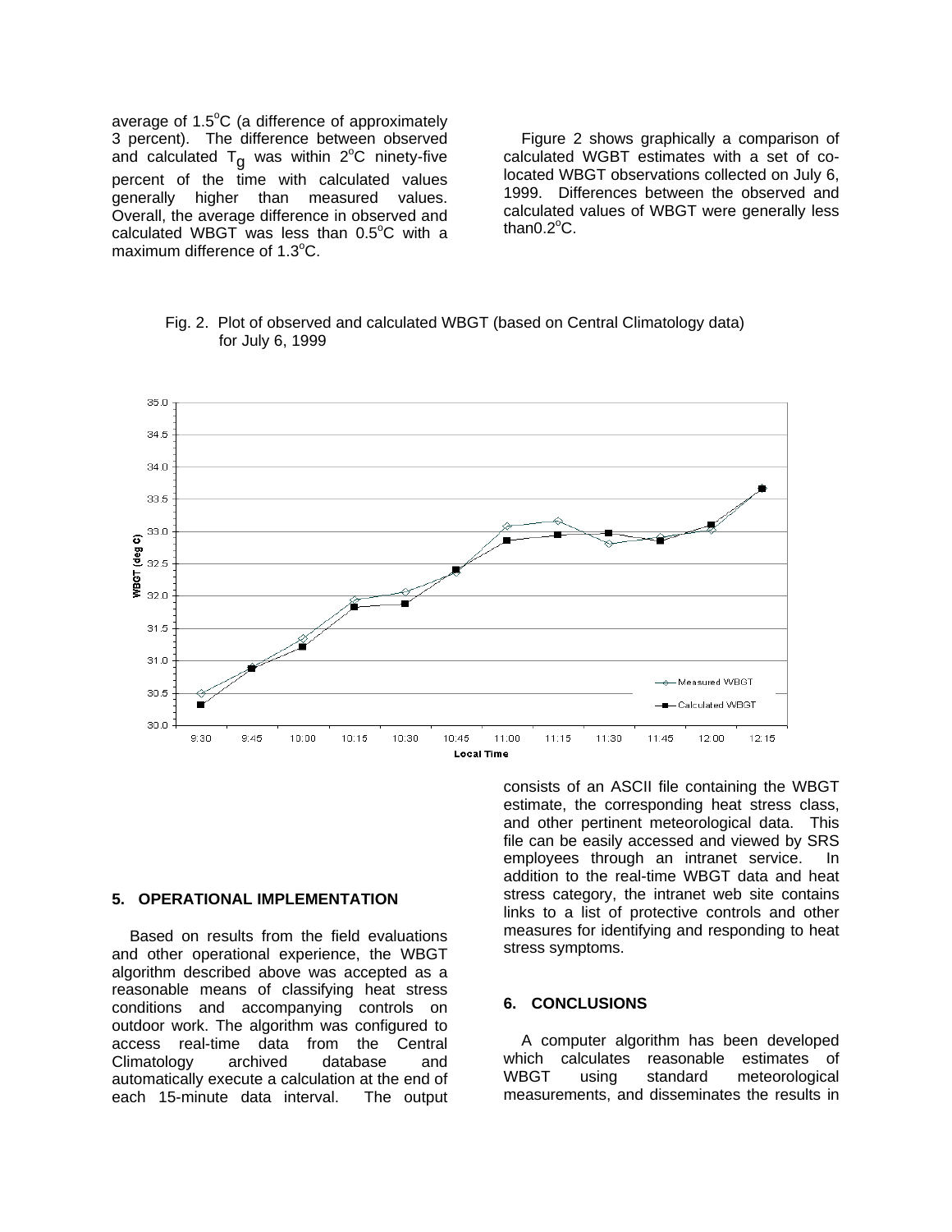average of 1.5°C (a difference of approximately 3 percent). The difference between observed and calculated $T_g$ was within 2°C ninety-five percent of the time with calculated values generally higher than measured values. Overall, the average difference in observed and calculated WBGT was less than 0.5°C with a maximum difference of 1.3°C.

Figure 2 shows graphically a comparison of calculated WGBT estimates with a set of co-located WBGT observations collected on July 6, 1999. Differences between the observed and calculated values of WBGT were generally less than0.2°C.

Fig. 2. Plot of observed and calculated WBGT (based on Central Climatology data) for July 6, 1999

## 5. OPERATIONAL IMPLEMENTATION

Based on results from the field evaluations and other operational experience, the WBGT algorithm described above was accepted as a reasonable means of classifying heat stress conditions and accompanying controls on outdoor work. The algorithm was configured to access real-time data from the Central Climatology archived database and automatically execute a calculation at the end of each 15-minute data interval. The output consists of an ASCII file containing the WBGT estimate, the corresponding heat stress class, and other pertinent meteorological data. This file can be easily accessed and viewed by SRS employees through an intranet service. In addition to the real-time WBGT data and heat stress category, the intranet web site contains links to a list of protective controls and other measures for identifying and responding to heat stress symptoms.

## 6. CONCLUSIONS

A computer algorithm has been developed which calculates reasonable estimates of WBGT using standard meteorological measurements, and disseminates the results in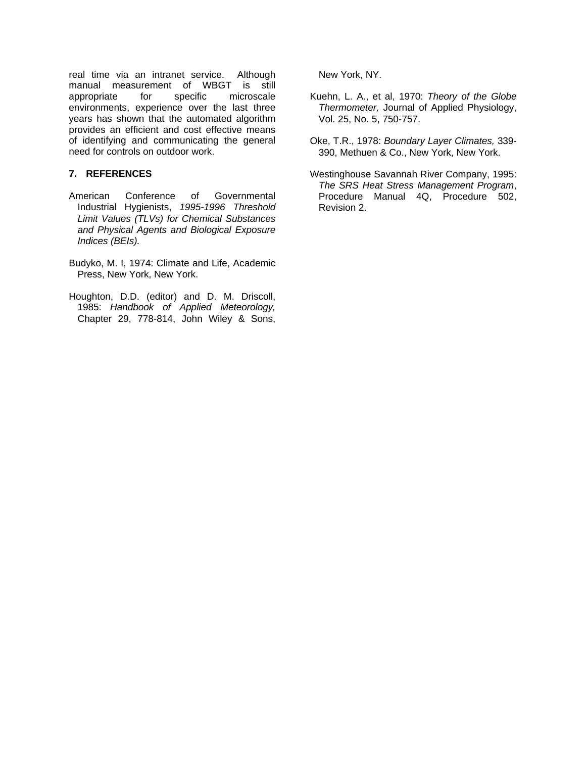real time via an intranet service. Although manual measurement of WBGT is still appropriate for specific microscale environments, experience over the last three years has shown that the automated algorithm provides an efficient and cost effective means of identifying and communicating the general need for controls on outdoor work.

## 7. REFERENCES

American Conference of Governmental Industrial Hygienists, *1995-1996 Threshold Limit Values (TLVs) for Chemical Substances and Physical Agents and Biological Exposure Indices (BEIs).*

Budyko, M. I, 1974: Climate and Life, Academic Press, New York, New York.

Houghton, D.D. (editor) and D. M. Driscoll, 1985: *Handbook of Applied Meteorology,* Chapter 29, 778-814, John Wiley & Sons, New York, NY.

Kuehn, L. A., et al, 1970: *Theory of the Globe Thermometer,* Journal of Applied Physiology, Vol. 25, No. 5, 750-757.

Oke, T.R., 1978: *Boundary Layer Climates,* 339-390, Methuen & Co., New York, New York.

Westinghouse Savannah River Company, 1995: *The SRS Heat Stress Management Program*, Procedure Manual 4Q, Procedure 502, Revision 2.